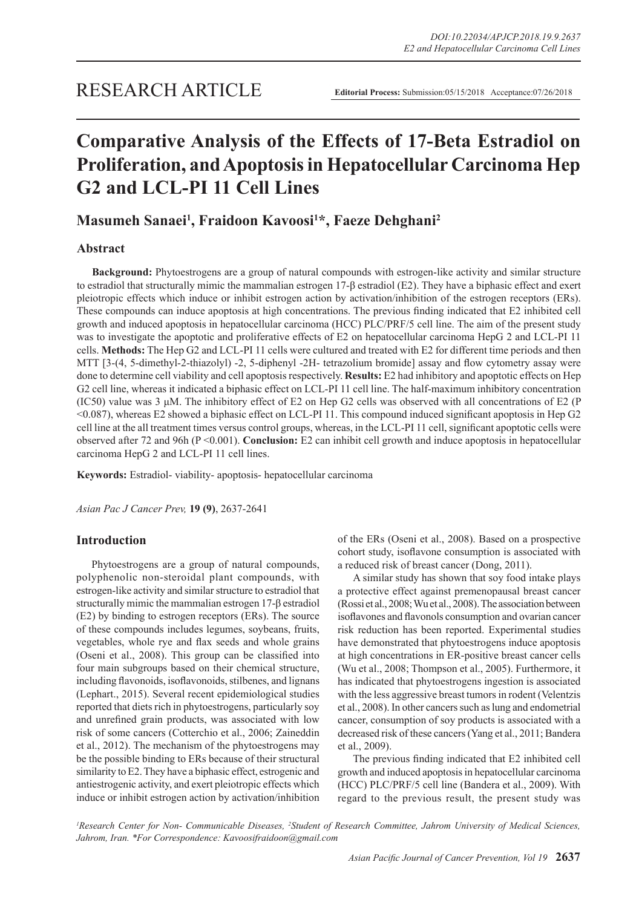RESEARCH ARTICLE

**Editorial Process:** Submission:05/15/2018 Acceptance:07/26/2018

# Comparative Analysis of the Effects of 17-Beta Estradiol on Proliferation, and Apoptosis in Hepatocellular Carcinoma Hep G2 and LCL-PI 11 Cell Lines

**Masumeh Sanaei[1], Fraidoon Kavoosi[1]*, Faeze Dehghani[2]**

## Abstract

**Background:** Phytoestrogens are a group of natural compounds with estrogen-like activity and similar structure to estradiol that structurally mimic the mammalian estrogen 17-β estradiol (E2). They have a biphasic effect and exert pleiotropic effects which induce or inhibit estrogen action by activation/inhibition of the estrogen receptors (ERs). These compounds can induce apoptosis at high concentrations. The previous finding indicated that E2 inhibited cell growth and induced apoptosis in hepatocellular carcinoma (HCC) PLC/PRF/5 cell line. The aim of the present study was to investigate the apoptotic and proliferative effects of E2 on hepatocellular carcinoma HepG 2 and LCL-PI 11 cells. **Methods:** The Hep G2 and LCL-PI 11 cells were cultured and treated with E2 for different time periods and then MTT [3-(4, 5-dimethyl-2-thiazolyl) -2, 5-diphenyl -2H- tetrazolium bromide] assay and flow cytometry assay were done to determine cell viability and cell apoptosis respectively. **Results:** E2 had inhibitory and apoptotic effects on Hep G2 cell line, whereas it indicated a biphasic effect on LCL-PI 11 cell line. The half-maximum inhibitory concentration (IC50) value was 3 μM. The inhibitory effect of E2 on Hep G2 cells was observed with all concentrations of E2 ($P < 0.087$), whereas E2 showed a biphasic effect on LCL-PI 11. This compound induced significant apoptosis in Hep G2 cell line at the all treatment times versus control groups, whereas, in the LCL-PI 11 cell, significant apoptotic cells were observed after 72 and 96h ($P < 0.001$). **Conclusion:** E2 can inhibit cell growth and induce apoptosis in hepatocellular carcinoma HepG 2 and LCL-PI 11 cell lines.

**Keywords:** Estradiol- viability- apoptosis- hepatocellular carcinoma

*Asian Pac J Cancer Prev,* **19 (9)**, 2637-2641

## Introduction

Phytoestrogens are a group of natural compounds, polyphenolic non-steroidal plant compounds, with estrogen-like activity and similar structure to estradiol that structurally mimic the mammalian estrogen 17-β estradiol (E2) by binding to estrogen receptors (ERs). The source of these compounds includes legumes, soybeans, fruits, vegetables, whole rye and flax seeds and whole grains (Oseni et al., 2008). This group can be classified into four main subgroups based on their chemical structure, including flavonoids, isoflavonoids, stilbenes, and lignans (Lephart., 2015). Several recent epidemiological studies reported that diets rich in phytoestrogens, particularly soy and unrefined grain products, was associated with low risk of some cancers (Cotterchio et al., 2006; Zaineddin et al., 2012). The mechanism of the phytoestrogens may be the possible binding to ERs because of their structural similarity to E2. They have a biphasic effect, estrogenic and antiestrogenic activity, and exert pleiotropic effects which induce or inhibit estrogen action by activation/inhibition of the ERs (Oseni et al., 2008). Based on a prospective cohort study, isoflavone consumption is associated with a reduced risk of breast cancer (Dong, 2011).

A similar study has shown that soy food intake plays a protective effect against premenopausal breast cancer (Rossi et al., 2008; Wu et al., 2008). The association between isoflavones and flavonols consumption and ovarian cancer risk reduction has been reported. Experimental studies have demonstrated that phytoestrogens induce apoptosis at high concentrations in ER-positive breast cancer cells (Wu et al., 2008; Thompson et al., 2005). Furthermore, it has indicated that phytoestrogens ingestion is associated with the less aggressive breast tumors in rodent (Velentzis et al., 2008). In other cancers such as lung and endometrial cancer, consumption of soy products is associated with a decreased risk of these cancers (Yang et al., 2011; Bandera et al., 2009).

The previous finding indicated that E2 inhibited cell growth and induced apoptosis in hepatocellular carcinoma (HCC) PLC/PRF/5 cell line (Bandera et al., 2009). With regard to the previous result, the present study was

[1]Research Center for Non- Communicable Diseases, [2]Student of Research Committee, Jahrom University of Medical Sciences, Jahrom, Iran. *For Correspondence: Kavoosifraidoon@gmail.com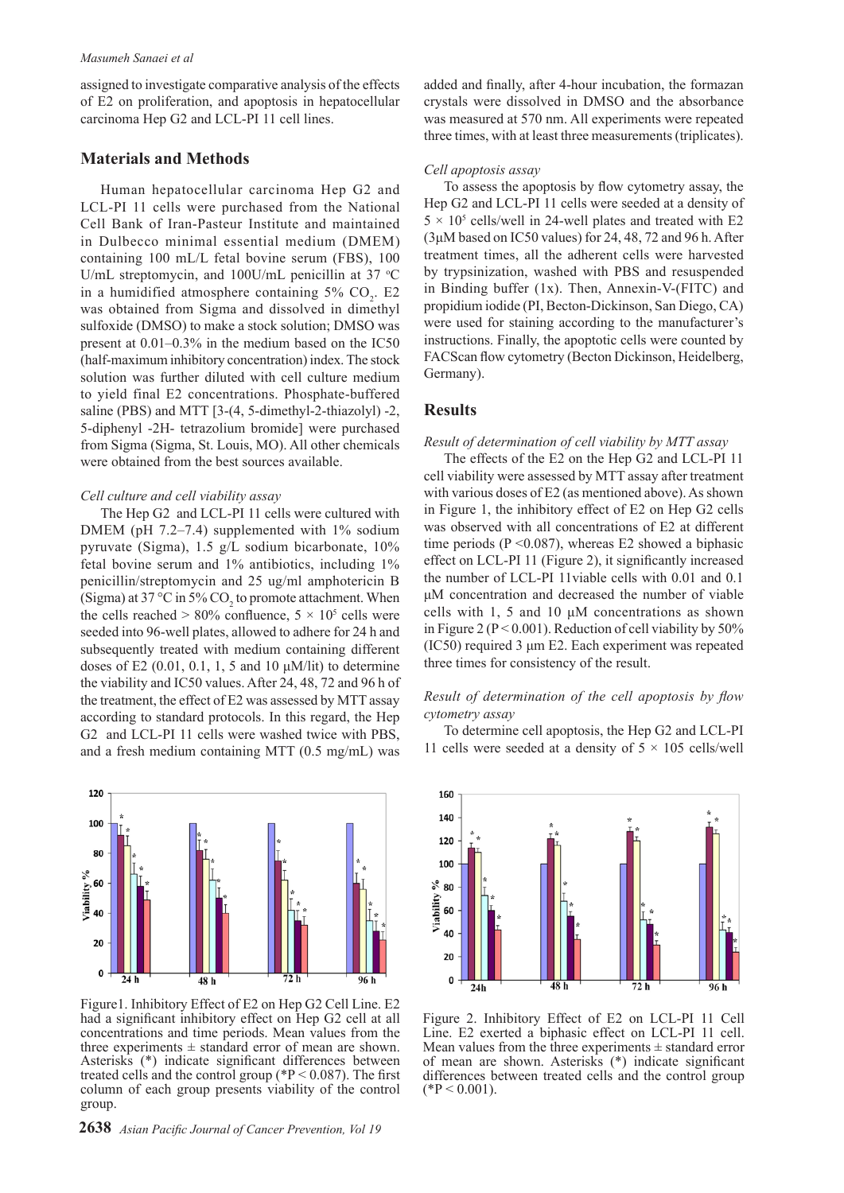assigned to investigate comparative analysis of the effects of E2 on proliferation, and apoptosis in hepatocellular carcinoma Hep G2 and LCL-PI 11 cell lines.

## Materials and Methods

Human hepatocellular carcinoma Hep G2 and LCL-PI 11 cells were purchased from the National Cell Bank of Iran-Pasteur Institute and maintained in Dulbecco minimal essential medium (DMEM) containing 100 mL/L fetal bovine serum (FBS), 100 U/mL streptomycin, and 100U/mL penicillin at 37 °C in a humidified atmosphere containing 5% $CO_2$. E2 was obtained from Sigma and dissolved in dimethyl sulfoxide (DMSO) to make a stock solution; DMSO was present at 0.01–0.3% in the medium based on the IC50 (half-maximum inhibitory concentration) index. The stock solution was further diluted with cell culture medium to yield final E2 concentrations. Phosphate-buffered saline (PBS) and MTT [3-(4, 5-dimethyl-2-thiazolyl) -2, 5-diphenyl -2H- tetrazolium bromide] were purchased from Sigma (Sigma, St. Louis, MO). All other chemicals were obtained from the best sources available.

*Cell culture and cell viability assay*

The Hep G2 and LCL-PI 11 cells were cultured with DMEM (pH 7.2–7.4) supplemented with 1% sodium pyruvate (Sigma), 1.5 g/L sodium bicarbonate, 10% fetal bovine serum and 1% antibiotics, including 1% penicillin/streptomycin and 25 ug/ml amphotericin B (Sigma) at 37 °C in 5% $CO_2$ to promote attachment. When the cells reached > 80% confluence, $5 \times 10^5$ cells were seeded into 96-well plates, allowed to adhere for 24 h and subsequently treated with medium containing different doses of E2 (0.01, 0.1, 1, 5 and 10 μM/lit) to determine the viability and IC50 values. After 24, 48, 72 and 96 h of the treatment, the effect of E2 was assessed by MTT assay according to standard protocols. In this regard, the Hep G2 and LCL-PI 11 cells were washed twice with PBS, and a fresh medium containing MTT (0.5 mg/mL) was added and finally, after 4-hour incubation, the formazan crystals were dissolved in DMSO and the absorbance was measured at 570 nm. All experiments were repeated three times, with at least three measurements (triplicates).

*Cell apoptosis assay*

To assess the apoptosis by flow cytometry assay, the Hep G2 and LCL-PI 11 cells were seeded at a density of $5 \times 10^5$ cells/well in 24-well plates and treated with E2 (3μM based on IC50 values) for 24, 48, 72 and 96 h. After treatment times, all the adherent cells were harvested by trypsinization, washed with PBS and resuspended in Binding buffer (1x). Then, Annexin-V-(FITC) and propidium iodide (PI, Becton-Dickinson, San Diego, CA) were used for staining according to the manufacturer's instructions. Finally, the apoptotic cells were counted by FACScan flow cytometry (Becton Dickinson, Heidelberg, Germany).

## Results

*Result of determination of cell viability by MTT assay*

The effects of the E2 on the Hep G2 and LCL-PI 11 cell viability were assessed by MTT assay after treatment with various doses of E2 (as mentioned above). As shown in Figure 1, the inhibitory effect of E2 on Hep G2 cells was observed with all concentrations of E2 at different time periods ($P < 0.087$), whereas E2 showed a biphasic effect on LCL-PI 11 (Figure 2), it significantly increased the number of LCL-PI 11viable cells with 0.01 and 0.1 μM concentration and decreased the number of viable cells with 1, 5 and 10 μM concentrations as shown in Figure 2 ($P < 0.001$). Reduction of cell viability by 50% (IC50) required 3 μm E2. Each experiment was repeated three times for consistency of the result.

*Result of determination of the cell apoptosis by flow cytometry assay*

To determine cell apoptosis, the Hep G2 and LCL-PI 11 cells were seeded at a density of 5 × 105 cells/well

Figure1. Inhibitory Effect of E2 on Hep G2 Cell Line. E2 had a significant inhibitory effect on Hep G2 cell at all concentrations and time periods. Mean values from the three experiments ± standard error of mean are shown. Asterisks (*) indicate significant differences between treated cells and the control group (*$P < 0.087$). The first column of each group presents viability of the control group.

Figure 2. Inhibitory Effect of E2 on LCL-PI 11 Cell Line. E2 exerted a biphasic effect on LCL-PI 11 cell. Mean values from the three experiments ± standard error of mean are shown. Asterisks (*) indicate significant differences between treated cells and the control group (*$P < 0.001$).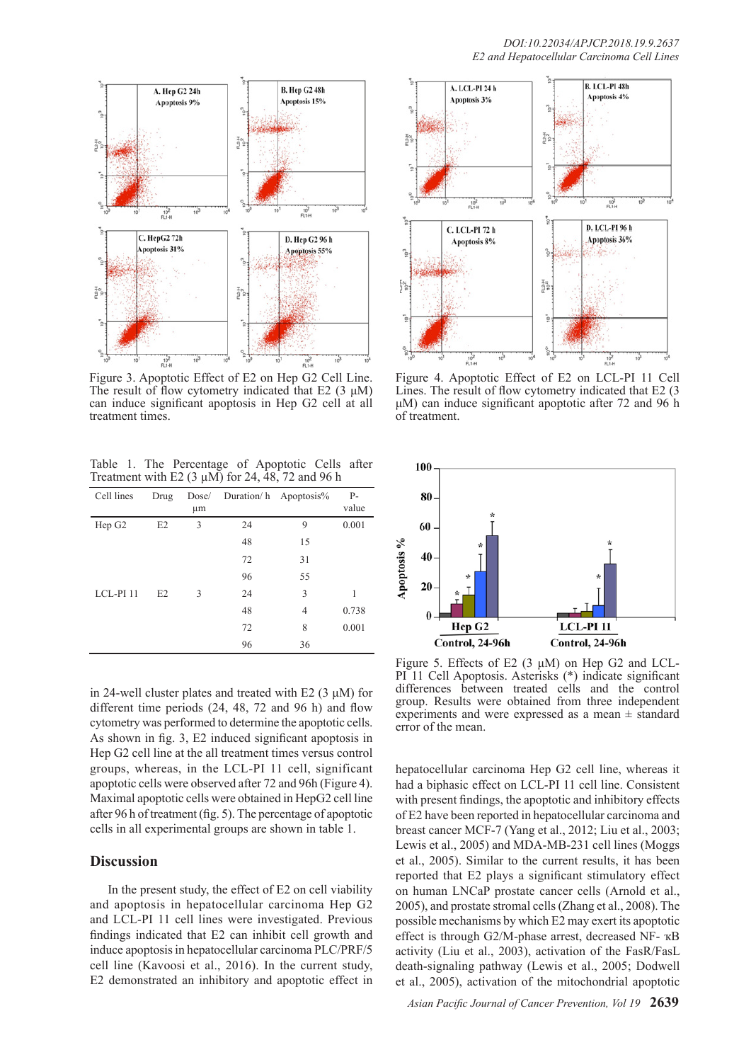Figure 3. Apoptotic Effect of E2 on Hep G2 Cell Line. The result of flow cytometry indicated that E2 (3 µM) can induce significant apoptosis in Hep G2 cell at all treatment times.

Figure 4. Apoptotic Effect of E2 on LCL-PI 11 Cell Lines. The result of flow cytometry indicated that E2 (3 µM) can induce significant apoptotic after 72 and 96 h of treatment.

Table 1. The Percentage of Apoptotic Cells after Treatment with E2 (3 µM) for 24, 48, 72 and 96 h

| Cell lines | Drug | Dose/ µm | Duration/ h | Apoptosis% | P-value |
|---|---|---|---|---|---|
| Hep G2 | E2 | 3 | 24 | 9 | 0.001 |
| | | | 48 | 15 | |
| | | | 72 | 31 | |
| | | | 96 | 55 | |
| LCL-PI 11 | E2 | 3 | 24 | 3 | 1 |
| | | | 48 | 4 | 0.738 |
| | | | 72 | 8 | 0.001 |
| | | | 96 | 36 | |

Figure 5. Effects of E2 (3 µM) on Hep G2 and LCL-PI 11 Cell Apoptosis. Asterisks (*) indicate significant differences between treated cells and the control group. Results were obtained from three independent experiments and were expressed as a mean ± standard error of the mean.

in 24-well cluster plates and treated with E2 (3 µM) for different time periods (24, 48, 72 and 96 h) and flow cytometry was performed to determine the apoptotic cells. As shown in fig. 3, E2 induced significant apoptosis in Hep G2 cell line at the all treatment times versus control groups, whereas, in the LCL-PI 11 cell, significant apoptotic cells were observed after 72 and 96h (Figure 4). Maximal apoptotic cells were obtained in HepG2 cell line after 96 h of treatment (fig. 5). The percentage of apoptotic cells in all experimental groups are shown in table 1.

## Discussion

In the present study, the effect of E2 on cell viability and apoptosis in hepatocellular carcinoma Hep G2 and LCL-PI 11 cell lines were investigated. Previous findings indicated that E2 can inhibit cell growth and induce apoptosis in hepatocellular carcinoma PLC/PRF/5 cell line (Kavoosi et al., 2016). In the current study, E2 demonstrated an inhibitory and apoptotic effect in hepatocellular carcinoma Hep G2 cell line, whereas it had a biphasic effect on LCL-PI 11 cell line. Consistent with present findings, the apoptotic and inhibitory effects of E2 have been reported in hepatocellular carcinoma and breast cancer MCF-7 (Yang et al., 2012; Liu et al., 2003; Lewis et al., 2005) and MDA-MB-231 cell lines (Moggs et al., 2005). Similar to the current results, it has been reported that E2 plays a significant stimulatory effect on human LNCaP prostate cancer cells (Arnold et al., 2005), and prostate stromal cells (Zhang et al., 2008). The possible mechanisms by which E2 may exert its apoptotic effect is through G2/M-phase arrest, decreased NF- κB activity (Liu et al., 2003), activation of the FasR/FasL death-signaling pathway (Lewis et al., 2005; Dodwell et al., 2005), activation of the mitochondrial apoptotic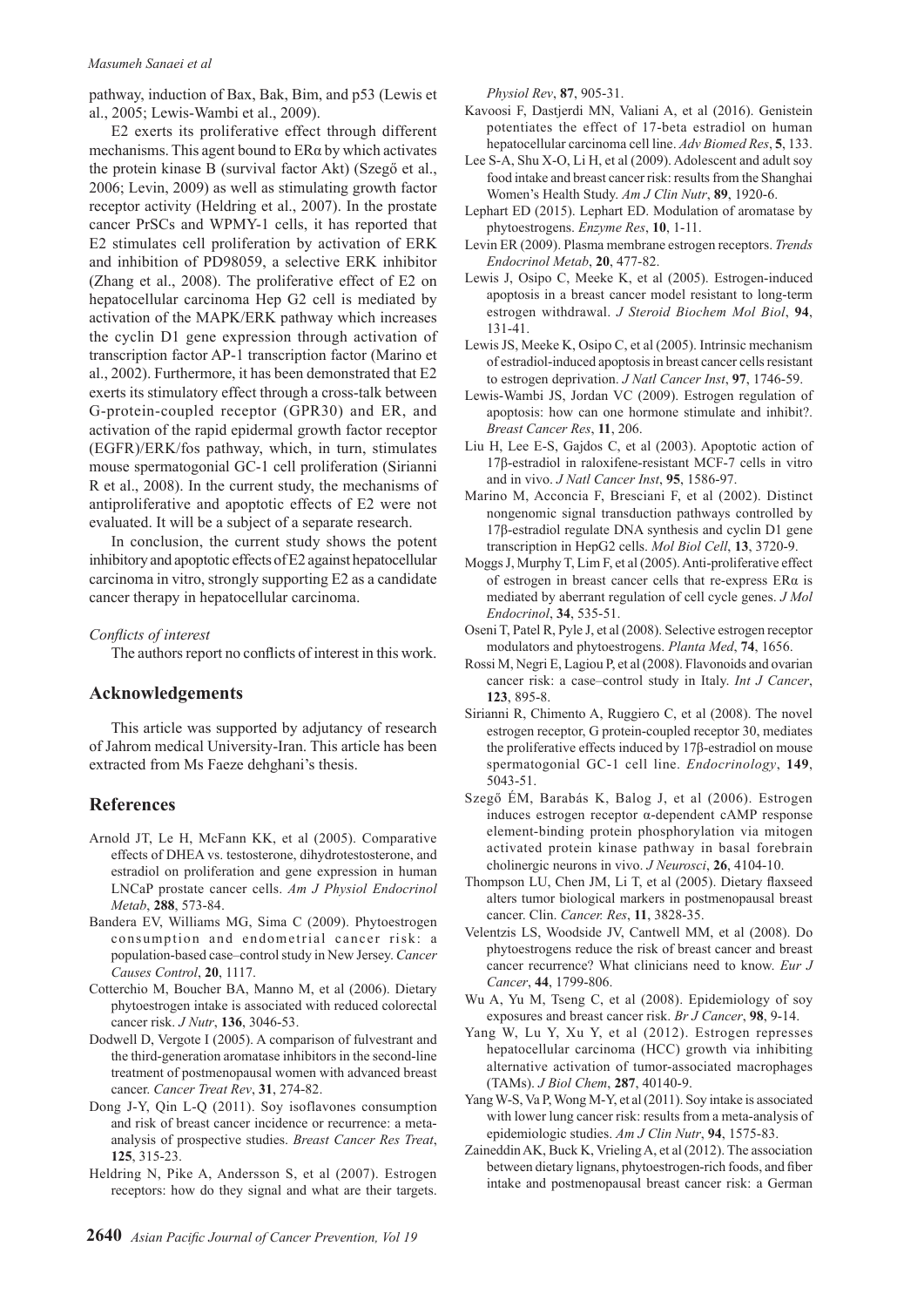pathway, induction of Bax, Bak, Bim, and p53 (Lewis et al., 2005; Lewis-Wambi et al., 2009).

E2 exerts its proliferative effect through different mechanisms. This agent bound to ERα by which activates the protein kinase B (survival factor Akt) (Szegő et al., 2006; Levin, 2009) as well as stimulating growth factor receptor activity (Heldring et al., 2007). In the prostate cancer PrSCs and WPMY-1 cells, it has reported that E2 stimulates cell proliferation by activation of ERK and inhibition of PD98059, a selective ERK inhibitor (Zhang et al., 2008). The proliferative effect of E2 on hepatocellular carcinoma Hep G2 cell is mediated by activation of the MAPK/ERK pathway which increases the cyclin D1 gene expression through activation of transcription factor AP-1 transcription factor (Marino et al., 2002). Furthermore, it has been demonstrated that E2 exerts its stimulatory effect through a cross-talk between G-protein-coupled receptor (GPR30) and ER, and activation of the rapid epidermal growth factor receptor (EGFR)/ERK/fos pathway, which, in turn, stimulates mouse spermatogonial GC-1 cell proliferation (Sirianni R et al., 2008). In the current study, the mechanisms of antiproliferative and apoptotic effects of E2 were not evaluated. It will be a subject of a separate research.

In conclusion, the current study shows the potent inhibitory and apoptotic effects of E2 against hepatocellular carcinoma in vitro, strongly supporting E2 as a candidate cancer therapy in hepatocellular carcinoma.

*Conflicts of interest*

The authors report no conflicts of interest in this work.

## Acknowledgements

This article was supported by adjutancy of research of Jahrom medical University-Iran. This article has been extracted from Ms Faeze dehghani's thesis.

## References

Arnold JT, Le H, McFann KK, et al (2005). Comparative effects of DHEA vs. testosterone, dihydrotestosterone, and estradiol on proliferation and gene expression in human LNCaP prostate cancer cells. *Am J Physiol Endocrinol Metab*, **288**, 573-84.

Bandera EV, Williams MG, Sima C (2009). Phytoestrogen consumption and endometrial cancer risk: a population-based case–control study in New Jersey. *Cancer Causes Control*, **20**, 1117.

Cotterchio M, Boucher BA, Manno M, et al (2006). Dietary phytoestrogen intake is associated with reduced colorectal cancer risk. *J Nutr*, **136**, 3046-53.

Dodwell D, Vergote I (2005). A comparison of fulvestrant and the third-generation aromatase inhibitors in the second-line treatment of postmenopausal women with advanced breast cancer. *Cancer Treat Rev*, **31**, 274-82.

Dong J-Y, Qin L-Q (2011). Soy isoflavones consumption and risk of breast cancer incidence or recurrence: a meta-analysis of prospective studies. *Breast Cancer Res Treat*, **125**, 315-23.

Heldring N, Pike A, Andersson S, et al (2007). Estrogen receptors: how do they signal and what are their targets. *Physiol Rev*, **87**, 905-31.

Kavoosi F, Dastjerdi MN, Valiani A, et al (2016). Genistein potentiates the effect of 17-beta estradiol on human hepatocellular carcinoma cell line. *Adv Biomed Res*, **5**, 133.

Lee S-A, Shu X-O, Li H, et al (2009). Adolescent and adult soy food intake and breast cancer risk: results from the Shanghai Women's Health Study. *Am J Clin Nutr*, **89**, 1920-6.

Lephart ED (2015). Lephart ED. Modulation of aromatase by phytoestrogens. *Enzyme Res*, **10**, 1-11.

Levin ER (2009). Plasma membrane estrogen receptors. *Trends Endocrinol Metab*, **20**, 477-82.

Lewis J, Osipo C, Meeke K, et al (2005). Estrogen-induced apoptosis in a breast cancer model resistant to long-term estrogen withdrawal. *J Steroid Biochem Mol Biol*, **94**, 131-41.

Lewis JS, Meeke K, Osipo C, et al (2005). Intrinsic mechanism of estradiol-induced apoptosis in breast cancer cells resistant to estrogen deprivation. *J Natl Cancer Inst*, **97**, 1746-59.

Lewis-Wambi JS, Jordan VC (2009). Estrogen regulation of apoptosis: how can one hormone stimulate and inhibit?. *Breast Cancer Res*, **11**, 206.

Liu H, Lee E-S, Gajdos C, et al (2003). Apoptotic action of 17β-estradiol in raloxifene-resistant MCF-7 cells in vitro and in vivo. *J Natl Cancer Inst*, **95**, 1586-97.

Marino M, Acconcia F, Bresciani F, et al (2002). Distinct nongenomic signal transduction pathways controlled by 17β-estradiol regulate DNA synthesis and cyclin D1 gene transcription in HepG2 cells. *Mol Biol Cell*, **13**, 3720-9.

Moggs J, Murphy T, Lim F, et al (2005). Anti-proliferative effect of estrogen in breast cancer cells that re-express ERα is mediated by aberrant regulation of cell cycle genes. *J Mol Endocrinol*, **34**, 535-51.

Oseni T, Patel R, Pyle J, et al (2008). Selective estrogen receptor modulators and phytoestrogens. *Planta Med*, **74**, 1656.

Rossi M, Negri E, Lagiou P, et al (2008). Flavonoids and ovarian cancer risk: a case–control study in Italy. *Int J Cancer*, **123**, 895-8.

Sirianni R, Chimento A, Ruggiero C, et al (2008). The novel estrogen receptor, G protein-coupled receptor 30, mediates the proliferative effects induced by 17β-estradiol on mouse spermatogonial GC-1 cell line. *Endocrinology*, **149**, 5043-51.

Szegő ÉM, Barabás K, Balog J, et al (2006). Estrogen induces estrogen receptor α-dependent cAMP response element-binding protein phosphorylation via mitogen activated protein kinase pathway in basal forebrain cholinergic neurons in vivo. *J Neurosci*, **26**, 4104-10.

Thompson LU, Chen JM, Li T, et al (2005). Dietary flaxseed alters tumor biological markers in postmenopausal breast cancer. Clin. *Cancer. Res*, **11**, 3828-35.

Velentzis LS, Woodside JV, Cantwell MM, et al (2008). Do phytoestrogens reduce the risk of breast cancer and breast cancer recurrence? What clinicians need to know. *Eur J Cancer*, **44**, 1799-806.

Wu A, Yu M, Tseng C, et al (2008). Epidemiology of soy exposures and breast cancer risk. *Br J Cancer*, **98**, 9-14.

Yang W, Lu Y, Xu Y, et al (2012). Estrogen represses hepatocellular carcinoma (HCC) growth via inhibiting alternative activation of tumor-associated macrophages (TAMs). *J Biol Chem*, **287**, 40140-9.

Yang W-S, Va P, Wong M-Y, et al (2011). Soy intake is associated with lower lung cancer risk: results from a meta-analysis of epidemiologic studies. *Am J Clin Nutr*, **94**, 1575-83.

Zaineddin AK, Buck K, Vrieling A, et al (2012). The association between dietary lignans, phytoestrogen-rich foods, and fiber intake and postmenopausal breast cancer risk: a German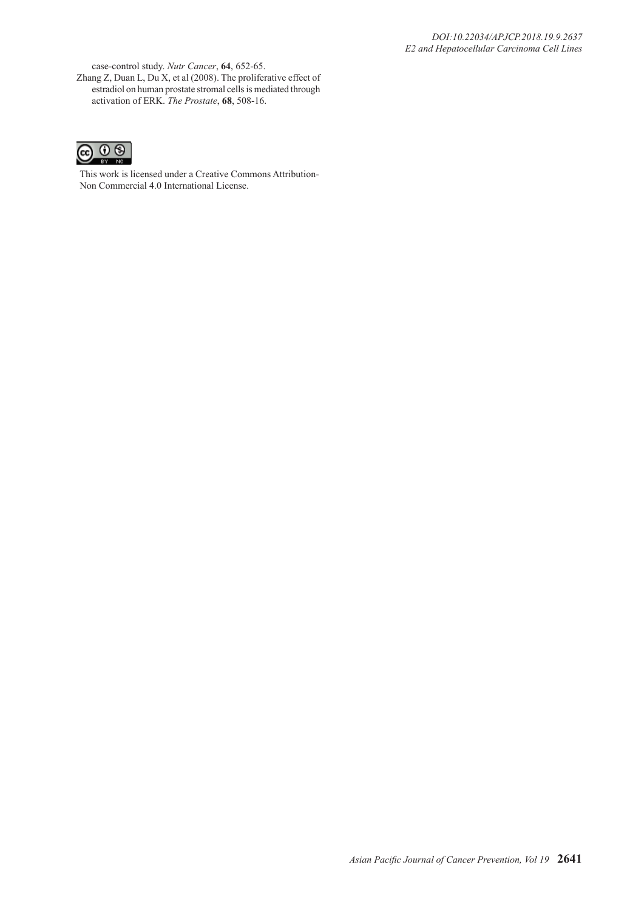case-control study. *Nutr Cancer*, **64**, 652-65.

Zhang Z, Duan L, Du X, et al (2008). The proliferative effect of estradiol on human prostate stromal cells is mediated through activation of ERK. *The Prostate*, **68**, 508-16.

This work is licensed under a Creative Commons Attribution-Non Commercial 4.0 International License.